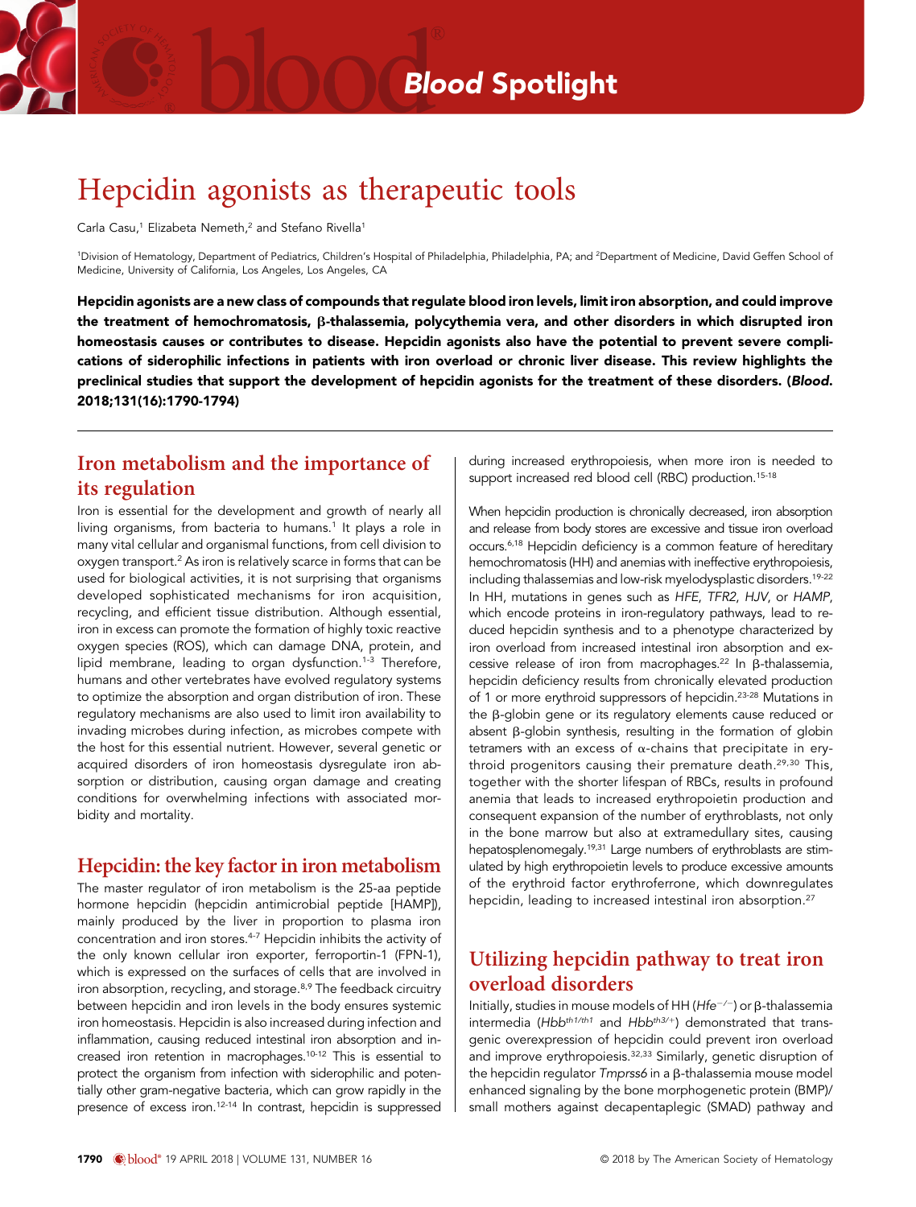Blood Spotlight

# Hepcidin agonists as therapeutic tools

Carla Casu,[1] Elizabeta Nemeth,[2] and Stefano Rivella[1]

[1]Division of Hematology, Department of Pediatrics, Children's Hospital of Philadelphia, Philadelphia, PA; and [2]Department of Medicine, David Geffen School of Medicine, University of California, Los Angeles, Los Angeles, CA

**Hepcidin agonists are a new class of compounds that regulate blood iron levels, limit iron absorption, and could improve the treatment of hemochromatosis, β-thalassemia, polycythemia vera, and other disorders in which disrupted iron homeostasis causes or contributes to disease. Hepcidin agonists also have the potential to prevent severe complications of siderophilic infections in patients with iron overload or chronic liver disease. This review highlights the preclinical studies that support the development of hepcidin agonists for the treatment of these disorders. (*Blood*. 2018;131(16):1790-1794)**

## Iron metabolism and the importance of its regulation

Iron is essential for the development and growth of nearly all living organisms, from bacteria to humans.[1] It plays a role in many vital cellular and organismal functions, from cell division to oxygen transport.[2] As iron is relatively scarce in forms that can be used for biological activities, it is not surprising that organisms developed sophisticated mechanisms for iron acquisition, recycling, and efficient tissue distribution. Although essential, iron in excess can promote the formation of highly toxic reactive oxygen species (ROS), which can damage DNA, protein, and lipid membrane, leading to organ dysfunction.[1-3] Therefore, humans and other vertebrates have evolved regulatory systems to optimize the absorption and organ distribution of iron. These regulatory mechanisms are also used to limit iron availability to invading microbes during infection, as microbes compete with the host for this essential nutrient. However, several genetic or acquired disorders of iron homeostasis dysregulate iron absorption or distribution, causing organ damage and creating conditions for overwhelming infections with associated morbidity and mortality.

## Hepcidin: the key factor in iron metabolism

The master regulator of iron metabolism is the 25-aa peptide hormone hepcidin (hepcidin antimicrobial peptide [HAMP]), mainly produced by the liver in proportion to plasma iron concentration and iron stores.[4-7] Hepcidin inhibits the activity of the only known cellular iron exporter, ferroportin-1 (FPN-1), which is expressed on the surfaces of cells that are involved in iron absorption, recycling, and storage.[8,9] The feedback circuitry between hepcidin and iron levels in the body ensures systemic iron homeostasis. Hepcidin is also increased during infection and inflammation, causing reduced intestinal iron absorption and increased iron retention in macrophages.[10-12] This is essential to protect the organism from infection with siderophilic and potentially other gram-negative bacteria, which can grow rapidly in the presence of excess iron.[12-14] In contrast, hepcidin is suppressed during increased erythropoiesis, when more iron is needed to support increased red blood cell (RBC) production.[15-18]

When hepcidin production is chronically decreased, iron absorption and release from body stores are excessive and tissue iron overload occurs.[6,18] Hepcidin deficiency is a common feature of hereditary hemochromatosis (HH) and anemias with ineffective erythropoiesis, including thalassemias and low-risk myelodysplastic disorders.[19-22] In HH, mutations in genes such as *HFE*, *TFR2*, *HJV*, or *HAMP*, which encode proteins in iron-regulatory pathways, lead to reduced hepcidin synthesis and to a phenotype characterized by iron overload from increased intestinal iron absorption and excessive release of iron from macrophages.[22] In β-thalassemia, hepcidin deficiency results from chronically elevated production of 1 or more erythroid suppressors of hepcidin.[23-28] Mutations in the β-globin gene or its regulatory elements cause reduced or absent β-globin synthesis, resulting in the formation of globin tetramers with an excess of α-chains that precipitate in erythroid progenitors causing their premature death.[29,30] This, together with the shorter lifespan of RBCs, results in profound anemia that leads to increased erythropoietin production and consequent expansion of the number of erythroblasts, not only in the bone marrow but also at extramedullary sites, causing hepatosplenomegaly.[19,31] Large numbers of erythroblasts are stimulated by high erythropoietin levels to produce excessive amounts of the erythroid factor erythroferrone, which downregulates hepcidin, leading to increased intestinal iron absorption.[27]

## Utilizing hepcidin pathway to treat iron overload disorders

Initially, studies in mouse models of HH ($Hfe^{-/-}$) or β-thalassemia intermedia ($Hbb^{th1/th1}$ and $Hbb^{th3/+}$) demonstrated that transgenic overexpression of hepcidin could prevent iron overload and improve erythropoiesis.[32,33] Similarly, genetic disruption of the hepcidin regulator *Tmprss6* in a β-thalassemia mouse model enhanced signaling by the bone morphogenetic protein (BMP)/small mothers against decapentaplegic (SMAD) pathway and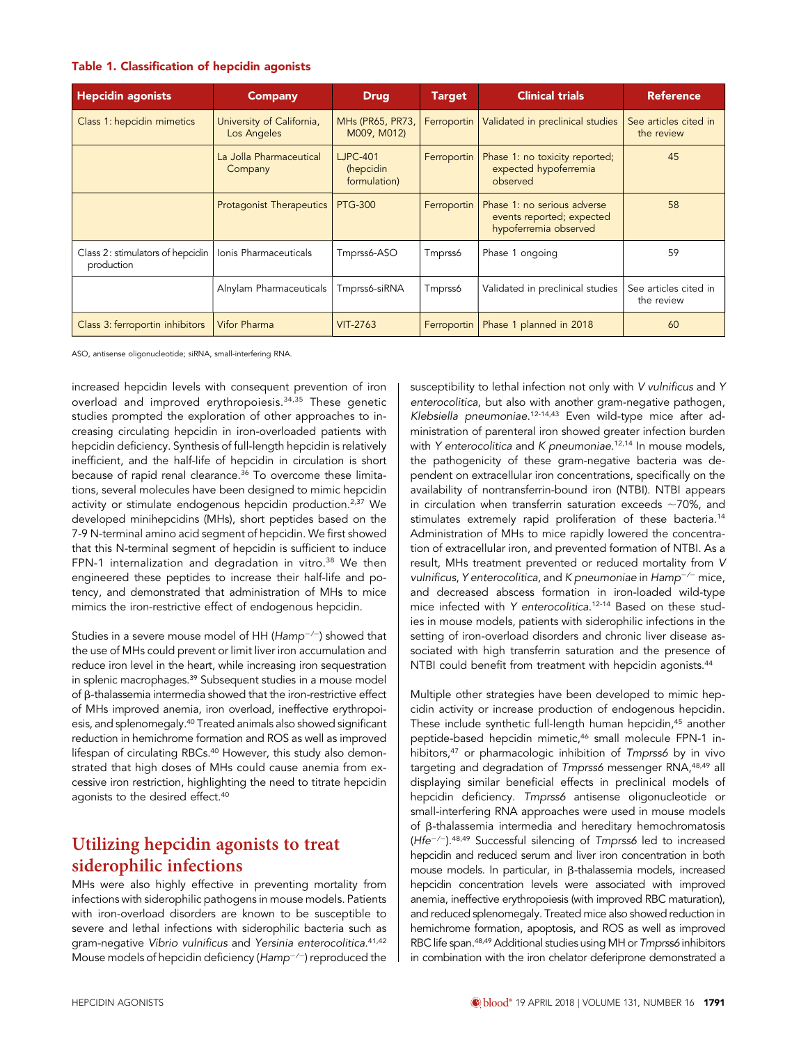**Table 1. Classification of hepcidin agonists**

| Hepcidin agonists | Company | Drug | Target | Clinical trials | Reference |
|---|---|---|---|---|---|
| Class 1: hepcidin mimetics | University of California, Los Angeles | MHs (PR65, PR73, M009, M012) | Ferroportin | Validated in preclinical studies | See articles cited in the review |
| | La Jolla Pharmaceutical Company | LJPC-401 (hepcidin formulation) | Ferroportin | Phase 1: no toxicity reported; expected hypoferremia observed | 45 |
| | Protagonist Therapeutics | PTG-300 | Ferroportin | Phase 1: no serious adverse events reported; expected hypoferremia observed | 58 |
| Class 2: stimulators of hepcidin production | Ionis Pharmaceuticals | Tmprss6-ASO | Tmprss6 | Phase 1 ongoing | 59 |
| | Alnylam Pharmaceuticals | Tmprss6-siRNA | Tmprss6 | Validated in preclinical studies | See articles cited in the review |
| Class 3: ferroportin inhibitors | Vifor Pharma | VIT-2763 | Ferroportin | Phase 1 planned in 2018 | 60 |

ASO, antisense oligonucleotide; siRNA, small-interfering RNA.

increased hepcidin levels with consequent prevention of iron overload and improved erythropoiesis.[34,35] These genetic studies prompted the exploration of other approaches to increasing circulating hepcidin in iron-overloaded patients with hepcidin deficiency. Synthesis of full-length hepcidin is relatively inefficient, and the half-life of hepcidin in circulation is short because of rapid renal clearance.[36] To overcome these limitations, several molecules have been designed to mimic hepcidin activity or stimulate endogenous hepcidin production.[2,37] We developed minihepcidins (MHs), short peptides based on the 7-9 N-terminal amino acid segment of hepcidin. We first showed that this N-terminal segment of hepcidin is sufficient to induce FPN-1 internalization and degradation in vitro.[38] We then engineered these peptides to increase their half-life and potency, and demonstrated that administration of MHs to mice mimics the iron-restrictive effect of endogenous hepcidin.

Studies in a severe mouse model of HH (*Hamp*$^{-/-}$) showed that the use of MHs could prevent or limit liver iron accumulation and reduce iron level in the heart, while increasing iron sequestration in splenic macrophages.[39] Subsequent studies in a mouse model of β-thalassemia intermedia showed that the iron-restrictive effect of MHs improved anemia, iron overload, ineffective erythropoiesis, and splenomegaly.[40] Treated animals also showed significant reduction in hemichrome formation and ROS as well as improved lifespan of circulating RBCs.[40] However, this study also demonstrated that high doses of MHs could cause anemia from excessive iron restriction, highlighting the need to titrate hepcidin agonists to the desired effect.[40]

## Utilizing hepcidin agonists to treat siderophilic infections

MHs were also highly effective in preventing mortality from infections with siderophilic pathogens in mouse models. Patients with iron-overload disorders are known to be susceptible to severe and lethal infections with siderophilic bacteria such as gram-negative *Vibrio vulnificus* and *Yersinia enterocolitica*.[41,42] Mouse models of hepcidin deficiency (*Hamp*$^{-/-}$) reproduced the susceptibility to lethal infection not only with *V vulnificus* and *Y enterocolitica*, but also with another gram-negative pathogen, *Klebsiella pneumoniae*.[12-14,43] Even wild-type mice after administration of parenteral iron showed greater infection burden with *Y enterocolitica* and *K pneumoniae*.[12,14] In mouse models, the pathogenicity of these gram-negative bacteria was dependent on extracellular iron concentrations, specifically on the availability of nontransferrin-bound iron (NTBI). NTBI appears in circulation when transferrin saturation exceeds ~70%, and stimulates extremely rapid proliferation of these bacteria.[14] Administration of MHs to mice rapidly lowered the concentration of extracellular iron, and prevented formation of NTBI. As a result, MHs treatment prevented or reduced mortality from *V vulnificus*, *Y enterocolitica*, and *K pneumoniae* in *Hamp*$^{-/-}$ mice, and decreased abscess formation in iron-loaded wild-type mice infected with *Y enterocolitica*.[12-14] Based on these studies in mouse models, patients with siderophilic infections in the setting of iron-overload disorders and chronic liver disease associated with high transferrin saturation and the presence of NTBI could benefit from treatment with hepcidin agonists.[44]

Multiple other strategies have been developed to mimic hepcidin activity or increase production of endogenous hepcidin. These include synthetic full-length human hepcidin,[45] another peptide-based hepcidin mimetic,[46] small molecule FPN-1 inhibitors,[47] or pharmacologic inhibition of *Tmprss6* by in vivo targeting and degradation of *Tmprss6* messenger RNA,[48,49] all displaying similar beneficial effects in preclinical models of hepcidin deficiency. *Tmprss6* antisense oligonucleotide or small-interfering RNA approaches were used in mouse models of β-thalassemia intermedia and hereditary hemochromatosis (*Hfe*$^{-/-}$).[48,49] Successful silencing of *Tmprss6* led to increased hepcidin and reduced serum and liver iron concentration in both mouse models. In particular, in β-thalassemia models, increased hepcidin concentration levels were associated with improved anemia, ineffective erythropoiesis (with improved RBC maturation), and reduced splenomegaly. Treated mice also showed reduction in hemichrome formation, apoptosis, and ROS as well as improved RBC life span.[48,49] Additional studies using MH or *Tmprss6* inhibitors in combination with the iron chelator deferiprone demonstrated a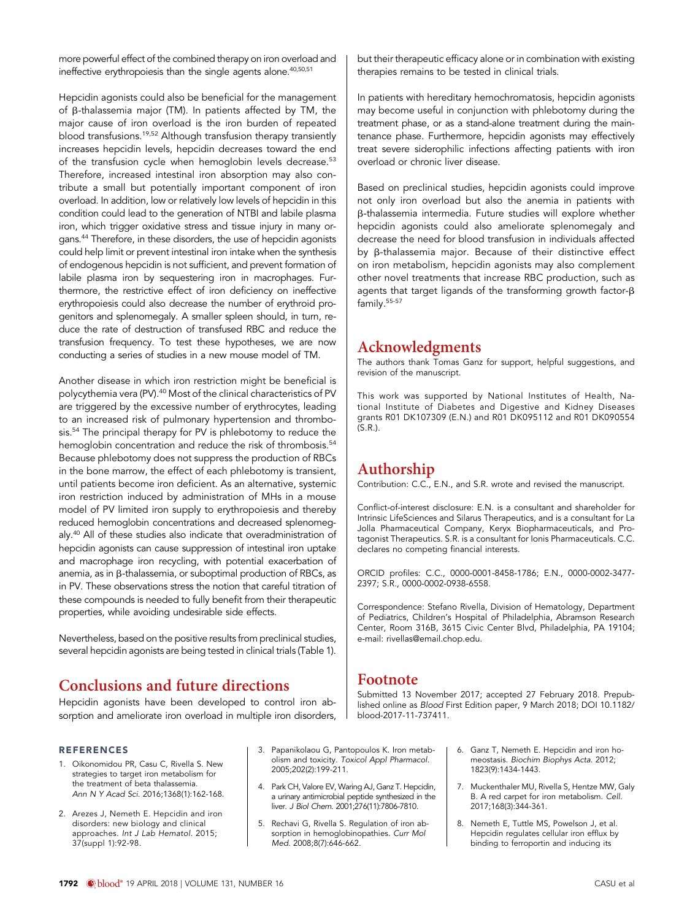more powerful effect of the combined therapy on iron overload and ineffective erythropoiesis than the single agents alone.[40,50,51]

Hepcidin agonists could also be beneficial for the management of β-thalassemia major (TM). In patients affected by TM, the major cause of iron overload is the iron burden of repeated blood transfusions.[19,52] Although transfusion therapy transiently increases hepcidin levels, hepcidin decreases toward the end of the transfusion cycle when hemoglobin levels decrease.[53] Therefore, increased intestinal iron absorption may also contribute a small but potentially important component of iron overload. In addition, low or relatively low levels of hepcidin in this condition could lead to the generation of NTBI and labile plasma iron, which trigger oxidative stress and tissue injury in many organs.[44] Therefore, in these disorders, the use of hepcidin agonists could help limit or prevent intestinal iron intake when the synthesis of endogenous hepcidin is not sufficient, and prevent formation of labile plasma iron by sequestering iron in macrophages. Furthermore, the restrictive effect of iron deficiency on ineffective erythropoiesis could also decrease the number of erythroid progenitors and splenomegaly. A smaller spleen should, in turn, reduce the rate of destruction of transfused RBC and reduce the transfusion frequency. To test these hypotheses, we are now conducting a series of studies in a new mouse model of TM.

Another disease in which iron restriction might be beneficial is polycythemia vera (PV).[40] Most of the clinical characteristics of PV are triggered by the excessive number of erythrocytes, leading to an increased risk of pulmonary hypertension and thrombosis.[54] The principal therapy for PV is phlebotomy to reduce the hemoglobin concentration and reduce the risk of thrombosis.[54] Because phlebotomy does not suppress the production of RBCs in the bone marrow, the effect of each phlebotomy is transient, until patients become iron deficient. As an alternative, systemic iron restriction induced by administration of MHs in a mouse model of PV limited iron supply to erythropoiesis and thereby reduced hemoglobin concentrations and decreased splenomegaly.[40] All of these studies also indicate that overadministration of hepcidin agonists can cause suppression of intestinal iron uptake and macrophage iron recycling, with potential exacerbation of anemia, as in β-thalassemia, or suboptimal production of RBCs, as in PV. These observations stress the notion that careful titration of these compounds is needed to fully benefit from their therapeutic properties, while avoiding undesirable side effects.

Nevertheless, based on the positive results from preclinical studies, several hepcidin agonists are being tested in clinical trials (Table 1).

## Conclusions and future directions

Hepcidin agonists have been developed to control iron absorption and ameliorate iron overload in multiple iron disorders, but their therapeutic efficacy alone or in combination with existing therapies remains to be tested in clinical trials.

In patients with hereditary hemochromatosis, hepcidin agonists may become useful in conjunction with phlebotomy during the treatment phase, or as a stand-alone treatment during the maintenance phase. Furthermore, hepcidin agonists may effectively treat severe siderophilic infections affecting patients with iron overload or chronic liver disease.

Based on preclinical studies, hepcidin agonists could improve not only iron overload but also the anemia in patients with β-thalassemia intermedia. Future studies will explore whether hepcidin agonists could also ameliorate splenomegaly and decrease the need for blood transfusion in individuals affected by β-thalassemia major. Because of their distinctive effect on iron metabolism, hepcidin agonists may also complement other novel treatments that increase RBC production, such as agents that target ligands of the transforming growth factor-β family.[55-57]

## Acknowledgments

The authors thank Tomas Ganz for support, helpful suggestions, and revision of the manuscript.

This work was supported by National Institutes of Health, National Institute of Diabetes and Digestive and Kidney Diseases grants R01 DK107309 (E.N.) and R01 DK095112 and R01 DK090554 (S.R.).

## Authorship

Contribution: C.C., E.N., and S.R. wrote and revised the manuscript.

Conflict-of-interest disclosure: E.N. is a consultant and shareholder for Intrinsic LifeSciences and Silarus Therapeutics, and is a consultant for La Jolla Pharmaceutical Company, Keryx Biopharmaceuticals, and Protagonist Therapeutics. S.R. is a consultant for Ionis Pharmaceuticals. C.C. declares no competing financial interests.

ORCID profiles: C.C., 0000-0001-8458-1786; E.N., 0000-0002-3477-2397; S.R., 0000-0002-0938-6558.

Correspondence: Stefano Rivella, Division of Hematology, Department of Pediatrics, Children's Hospital of Philadelphia, Abramson Research Center, Room 316B, 3615 Civic Center Blvd, Philadelphia, PA 19104; e-mail: rivellas@email.chop.edu.

## Footnote

Submitted 13 November 2017; accepted 27 February 2018. Prepublished online as *Blood* First Edition paper, 9 March 2018; DOI 10.1182/blood-2017-11-737411.

## REFERENCES

1. Oikonomidou PR, Casu C, Rivella S. New strategies to target iron metabolism for the treatment of beta thalassemia. *Ann N Y Acad Sci*. 2016;1368(1):162-168.
2. Arezes J, Nemeth E. Hepcidin and iron disorders: new biology and clinical approaches. *Int J Lab Hematol*. 2015; 37(suppl 1):92-98.
3. Papanikolaou G, Pantopoulos K. Iron metabolism and toxicity. *Toxicol Appl Pharmacol*. 2005;202(2):199-211.
4. Park CH, Valore EV, Waring AJ, Ganz T. Hepcidin, a urinary antimicrobial peptide synthesized in the liver. *J Biol Chem*. 2001;276(11):7806-7810.
5. Rechavi G, Rivella S. Regulation of iron absorption in hemoglobinopathies. *Curr Mol Med*. 2008;8(7):646-662.
6. Ganz T, Nemeth E. Hepcidin and iron homeostasis. *Biochim Biophys Acta*. 2012; 1823(9):1434-1443.
7. Muckenthaler MU, Rivella S, Hentze MW, Galy B. A red carpet for iron metabolism. *Cell*. 2017;168(3):344-361.
8. Nemeth E, Tuttle MS, Powelson J, et al. Hepcidin regulates cellular iron efflux by binding to ferroportin and inducing its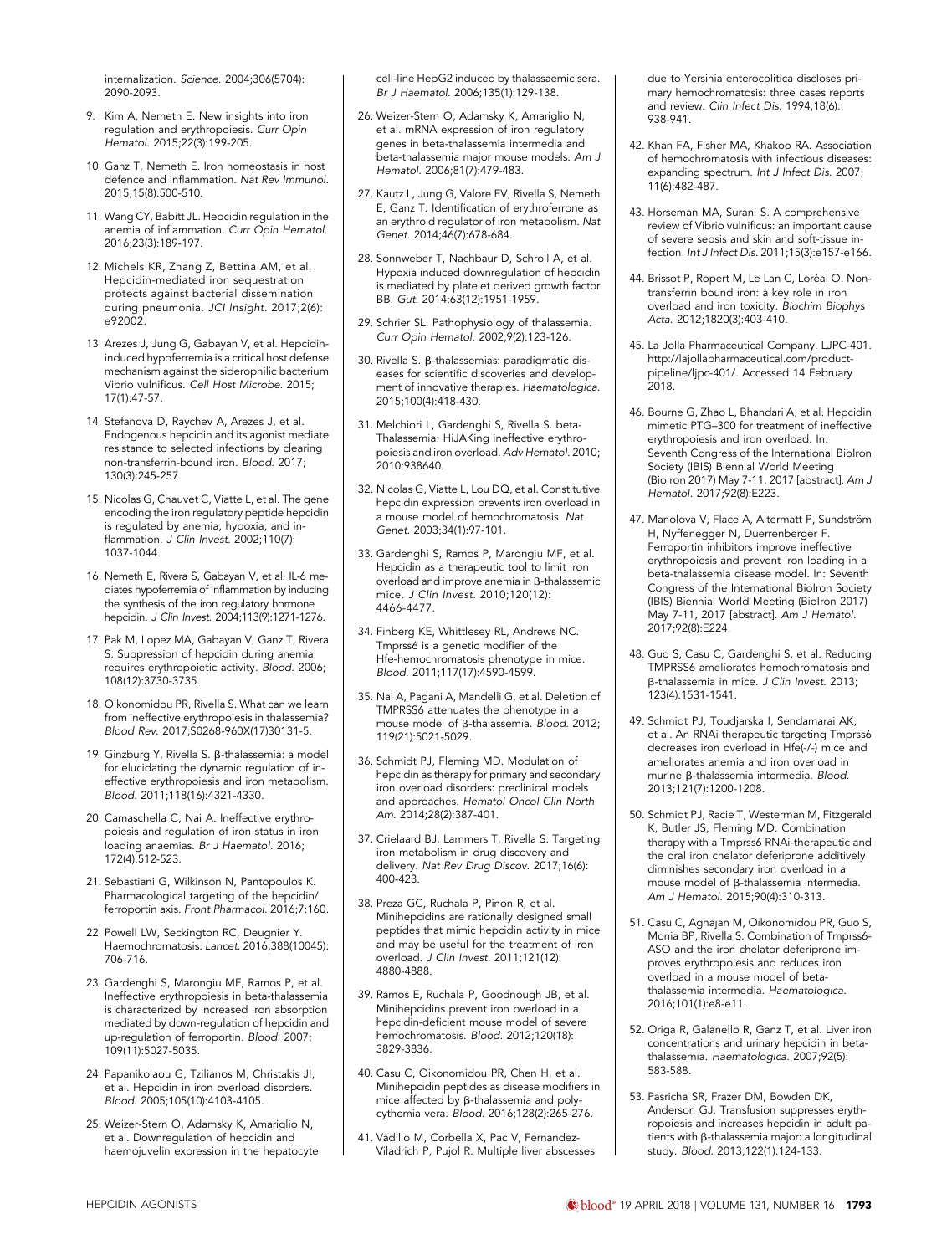internalization. *Science*. 2004;306(5704): 2090-2093.

9. Kim A, Nemeth E. New insights into iron regulation and erythropoiesis. *Curr Opin Hematol*. 2015;22(3):199-205.

10. Ganz T, Nemeth E. Iron homeostasis in host defence and inflammation. *Nat Rev Immunol*. 2015;15(8):500-510.

11. Wang CY, Babitt JL. Hepcidin regulation in the anemia of inflammation. *Curr Opin Hematol*. 2016;23(3):189-197.

12. Michels KR, Zhang Z, Bettina AM, et al. Hepcidin-mediated iron sequestration protects against bacterial dissemination during pneumonia. *JCI Insight*. 2017;2(6): e92002.

13. Arezes J, Jung G, Gabayan V, et al. Hepcidin-induced hypoferremia is a critical host defense mechanism against the siderophilic bacterium Vibrio vulnificus. *Cell Host Microbe*. 2015; 17(1):47-57.

14. Stefanova D, Raychev A, Arezes J, et al. Endogenous hepcidin and its agonist mediate resistance to selected infections by clearing non-transferrin-bound iron. *Blood*. 2017; 130(3):245-257.

15. Nicolas G, Chauvet C, Viatte L, et al. The gene encoding the iron regulatory peptide hepcidin is regulated by anemia, hypoxia, and inflammation. *J Clin Invest*. 2002;110(7): 1037-1044.

16. Nemeth E, Rivera S, Gabayan V, et al. IL-6 mediates hypoferremia of inflammation by inducing the synthesis of the iron regulatory hormone hepcidin. *J Clin Invest*. 2004;113(9):1271-1276.

17. Pak M, Lopez MA, Gabayan V, Ganz T, Rivera S. Suppression of hepcidin during anemia requires erythropoietic activity. *Blood*. 2006; 108(12):3730-3735.

18. Oikonomidou PR, Rivella S. What can we learn from ineffective erythropoiesis in thalassemia? *Blood Rev*. 2017;S0268-960X(17)30131-5.

19. Ginzburg Y, Rivella S. β-thalassemia: a model for elucidating the dynamic regulation of ineffective erythropoiesis and iron metabolism. *Blood*. 2011;118(16):4321-4330.

20. Camaschella C, Nai A. Ineffective erythropoiesis and regulation of iron status in iron loading anaemias. *Br J Haematol*. 2016; 172(4):512-523.

21. Sebastiani G, Wilkinson N, Pantopoulos K. Pharmacological targeting of the hepcidin/ferroportin axis. *Front Pharmacol*. 2016;7:160.

22. Powell LW, Seckington RC, Deugnier Y. Haemochromatosis. *Lancet*. 2016;388(10045): 706-716.

23. Gardenghi S, Marongiu MF, Ramos P, et al. Ineffective erythropoiesis in beta-thalassemia is characterized by increased iron absorption mediated by down-regulation of hepcidin and up-regulation of ferroportin. *Blood*. 2007; 109(11):5027-5035.

24. Papanikolaou G, Tzilianos M, Christakis JI, et al. Hepcidin in iron overload disorders. *Blood*. 2005;105(10):4103-4105.

25. Weizer-Stern O, Adamsky K, Amariglio N, et al. Downregulation of hepcidin and haemojuvelin expression in the hepatocyte cell-line HepG2 induced by thalassaemic sera. *Br J Haematol*. 2006;135(1):129-138.

26. Weizer-Stern O, Adamsky K, Amariglio N, et al. mRNA expression of iron regulatory genes in beta-thalassemia intermedia and beta-thalassemia major mouse models. *Am J Hematol*. 2006;81(7):479-483.

27. Kautz L, Jung G, Valore EV, Rivella S, Nemeth E, Ganz T. Identification of erythroferrone as an erythroid regulator of iron metabolism. *Nat Genet*. 2014;46(7):678-684.

28. Sonnweber T, Nachbaur D, Schroll A, et al. Hypoxia induced downregulation of hepcidin is mediated by platelet derived growth factor BB. *Gut*. 2014;63(12):1951-1959.

29. Schrier SL. Pathophysiology of thalassemia. *Curr Opin Hematol*. 2002;9(2):123-126.

30. Rivella S. β-thalassemias: paradigmatic diseases for scientific discoveries and development of innovative therapies. *Haematologica*. 2015;100(4):418-430.

31. Melchiori L, Gardenghi S, Rivella S. beta-Thalassemia: HiJAKing ineffective erythropoiesis and iron overload. *Adv Hematol*. 2010; 2010:938640.

32. Nicolas G, Viatte L, Lou DQ, et al. Constitutive hepcidin expression prevents iron overload in a mouse model of hemochromatosis. *Nat Genet*. 2003;34(1):97-101.

33. Gardenghi S, Ramos P, Marongiu MF, et al. Hepcidin as a therapeutic tool to limit iron overload and improve anemia in β-thalassemic mice. *J Clin Invest*. 2010;120(12): 4466-4477.

34. Finberg KE, Whittlesey RL, Andrews NC. Tmprss6 is a genetic modifier of the Hfe-hemochromatosis phenotype in mice. *Blood*. 2011;117(17):4590-4599.

35. Nai A, Pagani A, Mandelli G, et al. Deletion of TMPRSS6 attenuates the phenotype in a mouse model of β-thalassemia. *Blood*. 2012; 119(21):5021-5029.

36. Schmidt PJ, Fleming MD. Modulation of hepcidin as therapy for primary and secondary iron overload disorders: preclinical models and approaches. *Hematol Oncol Clin North Am*. 2014;28(2):387-401.

37. Crielaard BJ, Lammers T, Rivella S. Targeting iron metabolism in drug discovery and delivery. *Nat Rev Drug Discov*. 2017;16(6): 400-423.

38. Preza GC, Ruchala P, Pinon R, et al. Minihepcidins are rationally designed small peptides that mimic hepcidin activity in mice and may be useful for the treatment of iron overload. *J Clin Invest*. 2011;121(12): 4880-4888.

39. Ramos E, Ruchala P, Goodnough JB, et al. Minihepcidins prevent iron overload in a hepcidin-deficient mouse model of severe hemochromatosis. *Blood*. 2012;120(18): 3829-3836.

40. Casu C, Oikonomidou PR, Chen H, et al. Minihepcidin peptides as disease modifiers in mice affected by β-thalassemia and polycythemia vera. *Blood*. 2016;128(2):265-276.

41. Vadillo M, Corbella X, Pac V, Fernandez-Viladrich P, Pujol R. Multiple liver abscesses due to Yersinia enterocolitica discloses primary hemochromatosis: three cases reports and review. *Clin Infect Dis*. 1994;18(6): 938-941.

42. Khan FA, Fisher MA, Khakoo RA. Association of hemochromatosis with infectious diseases: expanding spectrum. *Int J Infect Dis*. 2007; 11(6):482-487.

43. Horseman MA, Surani S. A comprehensive review of Vibrio vulnificus: an important cause of severe sepsis and skin and soft-tissue infection. *Int J Infect Dis*. 2011;15(3):e157-e166.

44. Brissot P, Ropert M, Le Lan C, Loréal O. Non-transferrin bound iron: a key role in iron overload and iron toxicity. *Biochim Biophys Acta*. 2012;1820(3):403-410.

45. La Jolla Pharmaceutical Company. LJPC-401. http://lajollapharmaceutical.com/product-pipeline/ljpc-401/. Accessed 14 February 2018.

46. Bourne G, Zhao L, Bhandari A, et al. Hepcidin mimetic PTG–300 for treatment of ineffective erythropoiesis and iron overload. In: Seventh Congress of the International BioIron Society (IBIS) Biennial World Meeting (BioIron 2017) May 7-11, 2017 [abstract]. *Am J Hematol*. 2017;92(8):E223.

47. Manolova V, Flace A, Altermatt P, Sundström H, Nyffenegger N, Duerrenberger F. Ferroportin inhibitors improve ineffective erythropoiesis and prevent iron loading in a beta-thalassemia disease model. In: Seventh Congress of the International BioIron Society (IBIS) Biennial World Meeting (BioIron 2017) May 7-11, 2017 [abstract]. *Am J Hematol*. 2017;92(8):E224.

48. Guo S, Casu C, Gardenghi S, et al. Reducing TMPRSS6 ameliorates hemochromatosis and β-thalassemia in mice. *J Clin Invest*. 2013; 123(4):1531-1541.

49. Schmidt PJ, Toudjarska I, Sendamarai AK, et al. An RNAi therapeutic targeting Tmprss6 decreases iron overload in Hfe(-/-) mice and ameliorates anemia and iron overload in murine β-thalassemia intermedia. *Blood*. 2013;121(7):1200-1208.

50. Schmidt PJ, Racie T, Westerman M, Fitzgerald K, Butler JS, Fleming MD. Combination therapy with a Tmprss6 RNAi-therapeutic and the oral iron chelator deferiprone additively diminishes secondary iron overload in a mouse model of β-thalassemia intermedia. *Am J Hematol*. 2015;90(4):310-313.

51. Casu C, Aghajan M, Oikonomidou PR, Guo S, Monia BP, Rivella S. Combination of Tmprss6-ASO and the iron chelator deferiprone improves erythropoiesis and reduces iron overload in a mouse model of beta-thalassemia intermedia. *Haematologica*. 2016;101(1):e8-e11.

52. Origa R, Galanello R, Ganz T, et al. Liver iron concentrations and urinary hepcidin in beta-thalassemia. *Haematologica*. 2007;92(5): 583-588.

53. Pasricha SR, Frazer DM, Bowden DK, Anderson GJ. Transfusion suppresses erythropoiesis and increases hepcidin in adult patients with β-thalassemia major: a longitudinal study. *Blood*. 2013;122(1):124-133.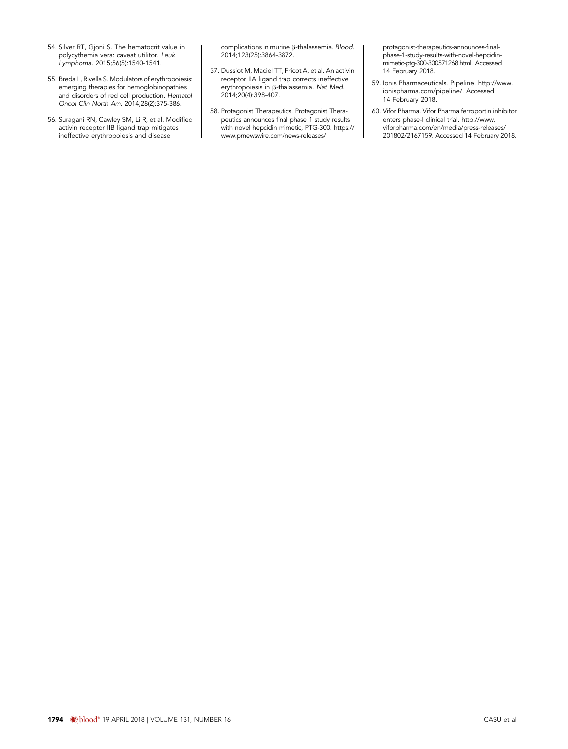54. Silver RT, Gjoni S. The hematocrit value in polycythemia vera: caveat utilitor. *Leuk Lymphoma*. 2015;56(5):1540-1541.

55. Breda L, Rivella S. Modulators of erythropoiesis: emerging therapies for hemoglobinopathies and disorders of red cell production. *Hematol Oncol Clin North Am*. 2014;28(2):375-386.

56. Suragani RN, Cawley SM, Li R, et al. Modified activin receptor IIB ligand trap mitigates ineffective erythropoiesis and disease complications in murine β-thalassemia. *Blood*. 2014;123(25):3864-3872.

57. Dussiot M, Maciel TT, Fricot A, et al. An activin receptor IIA ligand trap corrects ineffective erythropoiesis in β-thalassemia. *Nat Med*. 2014;20(4):398-407.

58. Protagonist Therapeutics. Protagonist Therapeutics announces final phase 1 study results with novel hepcidin mimetic, PTG-300. https://www.prnewswire.com/news-releases/protagonist-therapeutics-announces-final-phase-1-study-results-with-novel-hepcidin-mimetic-ptg-300-300571268.html. Accessed 14 February 2018.

59. Ionis Pharmaceuticals. Pipeline. http://www.ionispharma.com/pipeline/. Accessed 14 February 2018.

60. Vifor Pharma. Vifor Pharma ferroportin inhibitor enters phase-I clinical trial. http://www.viforpharma.com/en/media/press-releases/201802/2167159. Accessed 14 February 2018.